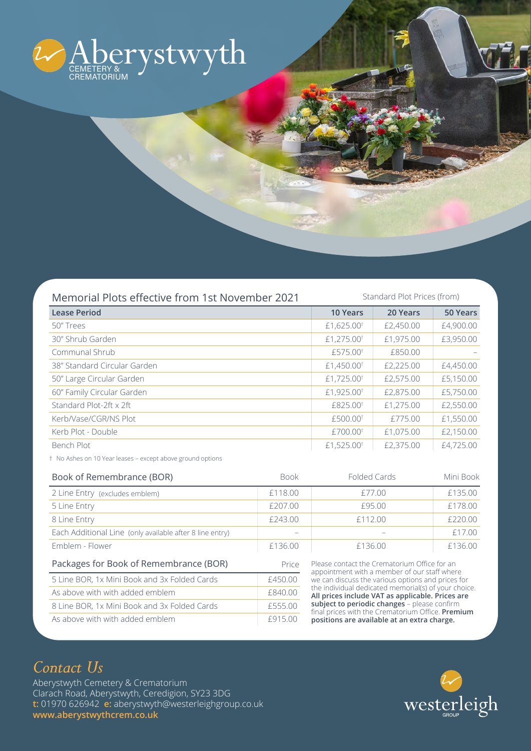# Aberystwyth

CEMETERY & CREMATORIUM

## Memorial Plots effective from 1st November 2021

Standard Plot Prices (from)

| Lease Period | 10 Years | 20 Years | 50 Years |
|---|---|---|---|
| 50" Trees | £1,625.00† | £2,450.00 | £4,900.00 |
| 30" Shrub Garden | £1,275.00† | £1,975.00 | £3,950.00 |
| Communal Shrub | £575.00† | £850.00 | – |
| 38" Standard Circular Garden | £1,450.00† | £2,225.00 | £4,450.00 |
| 50" Large Circular Garden | £1,725.00† | £2,575.00 | £5,150.00 |
| 60" Family Circular Garden | £1,925.00† | £2,875.00 | £5,750.00 |
| Standard Plot-2ft x 2ft | £825.00† | £1,275.00 | £2,550.00 |
| Kerb/Vase/CGR/NS Plot | £500.00† | £775.00 | £1,550.00 |
| Kerb Plot - Double | £700.00† | £1,075.00 | £2,150.00 |
| Bench Plot | £1,525.00† | £2,375.00 | £4,725.00 |

† No Ashes on 10 Year leases – except above ground options

| Book of Remembrance (BOR) | Book | Folded Cards | Mini Book |
|---|---|---|---|
| 2 Line Entry (excludes emblem) | £118.00 | £77.00 | £135.00 |
| 5 Line Entry | £207.00 | £95.00 | £178.00 |
| 8 Line Entry | £243.00 | £112.00 | £220.00 |
| Each Additional Line (only available after 8 line entry) | – | – | £17.00 |
| Emblem - Flower | £136.00 | £136.00 | £136.00 |

| Packages for Book of Remembrance (BOR) | Price |
|---|---|
| 5 Line BOR, 1x Mini Book and 3x Folded Cards | £450.00 |
| As above with with added emblem | £840.00 |
| 8 Line BOR, 1x Mini Book and 3x Folded Cards | £555.00 |
| As above with with added emblem | £915.00 |

Please contact the Crematorium Office for an appointment with a member of our staff where we can discuss the various options and prices for the individual dedicated memorial(s) of your choice. **All prices include VAT as applicable. Prices are subject to periodic changes** – please confirm final prices with the Crematorium Office. **Premium positions are available at an extra charge.**

## *Contact Us*

Aberystwyth Cemetery & Crematorium
Clarach Road, Aberystwyth, Ceredigion, SY23 3DG
**t:** 01970 626942 **e:** aberystwyth@westerleighgroup.co.uk
**www.aberystwythcrem.co.uk**

westerleigh GROUP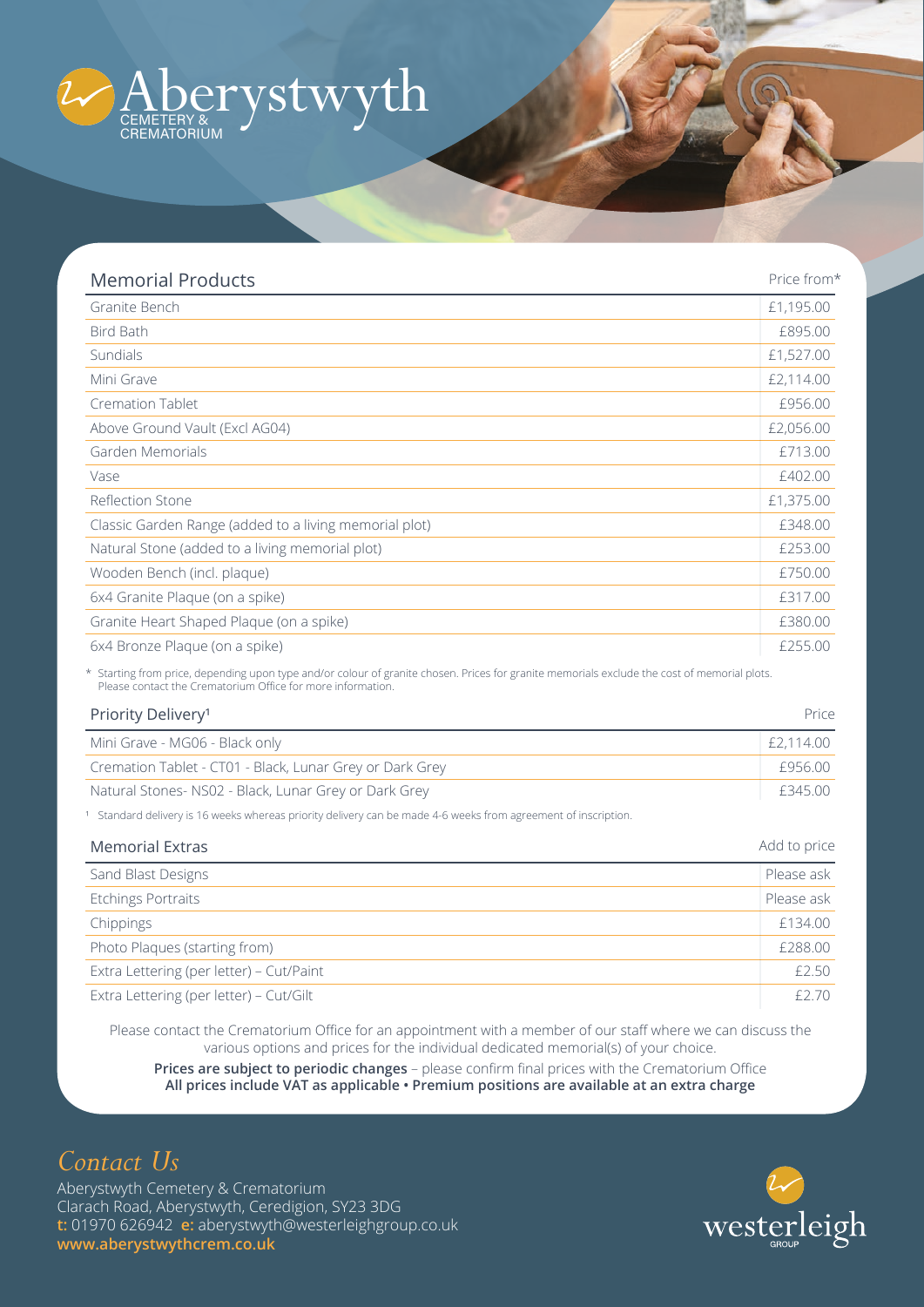# Aberystwyth

CEMETERY & CREMATORIUM

| Memorial Products | Price from* |
|---|---|
| Granite Bench | £1,195.00 |
| Bird Bath | £895.00 |
| Sundials | £1,527.00 |
| Mini Grave | £2,114.00 |
| Cremation Tablet | £956.00 |
| Above Ground Vault (Excl AG04) | £2,056.00 |
| Garden Memorials | £713.00 |
| Vase | £402.00 |
| Reflection Stone | £1,375.00 |
| Classic Garden Range (added to a living memorial plot) | £348.00 |
| Natural Stone (added to a living memorial plot) | £253.00 |
| Wooden Bench (incl. plaque) | £750.00 |
| 6x4 Granite Plaque (on a spike) | £317.00 |
| Granite Heart Shaped Plaque (on a spike) | £380.00 |
| 6x4 Bronze Plaque (on a spike) | £255.00 |

* Starting from price, depending upon type and/or colour of granite chosen. Prices for granite memorials exclude the cost of memorial plots. Please contact the Crematorium Office for more information.

| Priority Delivery[1] | Price |
|---|---|
| Mini Grave - MG06 - Black only | £2,114.00 |
| Cremation Tablet - CT01 - Black, Lunar Grey or Dark Grey | £956.00 |
| Natural Stones- NS02 - Black, Lunar Grey or Dark Grey | £345.00 |

[1] Standard delivery is 16 weeks whereas priority delivery can be made 4-6 weeks from agreement of inscription.

| Memorial Extras | Add to price |
|---|---|
| Sand Blast Designs | Please ask |
| Etchings Portraits | Please ask |
| Chippings | £134.00 |
| Photo Plaques (starting from) | £288.00 |
| Extra Lettering (per letter) – Cut/Paint | £2.50 |
| Extra Lettering (per letter) – Cut/Gilt | £2.70 |

Please contact the Crematorium Office for an appointment with a member of our staff where we can discuss the various options and prices for the individual dedicated memorial(s) of your choice.

**Prices are subject to periodic changes** – please confirm final prices with the Crematorium Office
**All prices include VAT as applicable • Premium positions are available at an extra charge**

## *Contact Us*

Aberystwyth Cemetery & Crematorium
Clarach Road, Aberystwyth, Ceredigion, SY23 3DG
**t:** 01970 626942 **e:** aberystwyth@westerleighgroup.co.uk
**www.aberystwythcrem.co.uk**

westerleigh GROUP